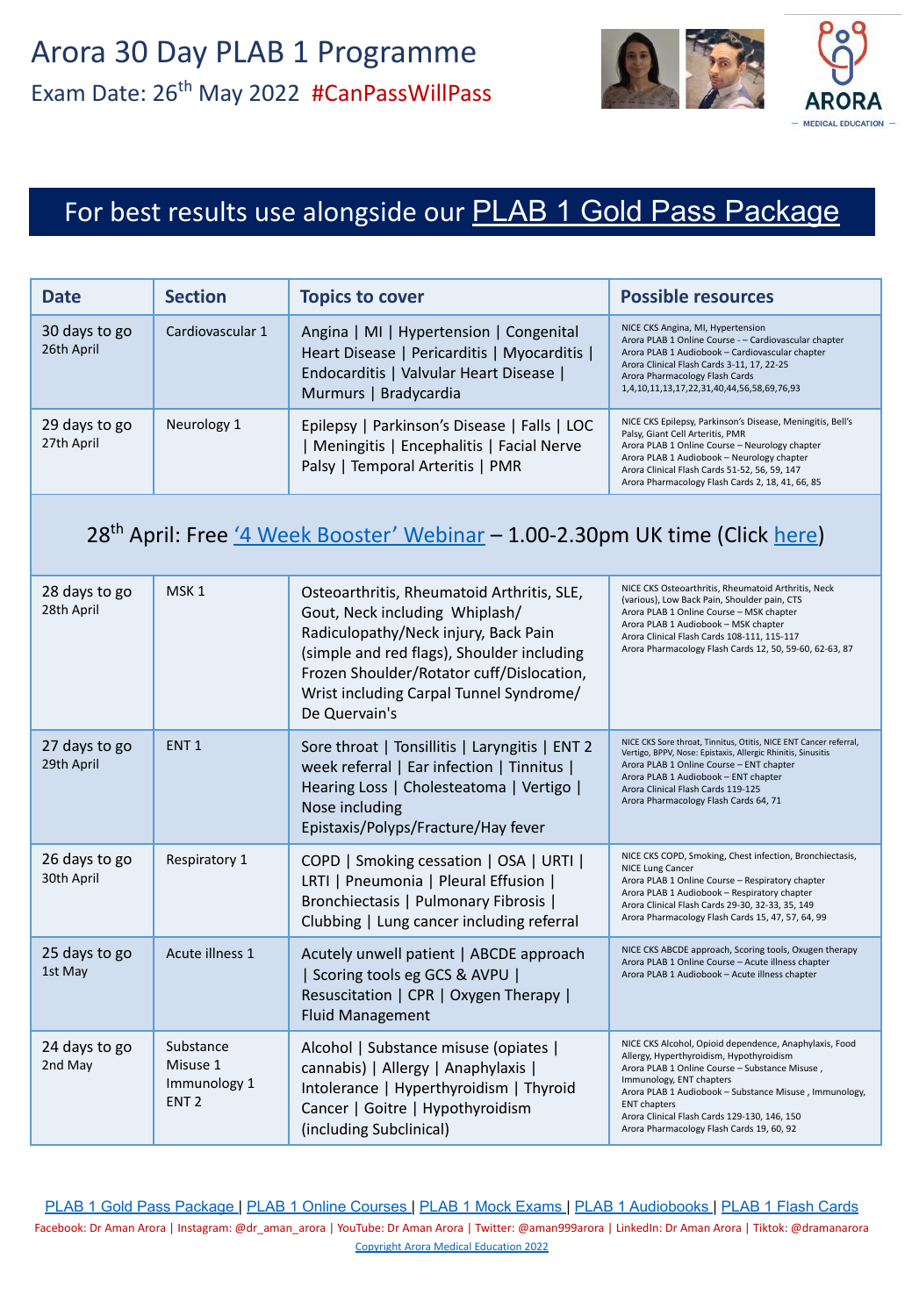# Arora 30 Day PLAB 1 Programme

## Exam Date: 26th May 2022 #CanPassWillPass

ARORA — MEDICAL EDUCATION —

## For best results use alongside our PLAB 1 Gold Pass Package

| Date | Section | Topics to cover | Possible resources |
|---|---|---|---|
| 30 days to go<br>26th April | Cardiovascular 1 | Angina \| MI \| Hypertension \| Congenital Heart Disease \| Pericarditis \| Myocarditis \| Endocarditis \| Valvular Heart Disease \| Murmurs \| Bradycardia | NICE CKS Angina, MI, Hypertension<br>Arora PLAB 1 Online Course - – Cardiovascular chapter<br>Arora PLAB 1 Audiobook – Cardiovascular chapter<br>Arora Clinical Flash Cards 3-11, 17, 22-25<br>Arora Pharmacology Flash Cards 1,4,10,11,13,17,22,31,40,44,56,58,69,76,93 |
| 29 days to go<br>27th April | Neurology 1 | Epilepsy \| Parkinson's Disease \| Falls \| LOC \| Meningitis \| Encephalitis \| Facial Nerve Palsy \| Temporal Arteritis \| PMR | NICE CKS Epilepsy, Parkinson's Disease, Meningitis, Bell's Palsy, Giant Cell Arteritis, PMR<br>Arora PLAB 1 Online Course – Neurology chapter<br>Arora PLAB 1 Audiobook – Neurology chapter<br>Arora Clinical Flash Cards 51-52, 56, 59, 147<br>Arora Pharmacology Flash Cards 2, 18, 41, 66, 85 |
| 28th April: Free '4 Week Booster' Webinar – 1.00-2.30pm UK time (Click here) | | | |
| 28 days to go<br>28th April | MSK 1 | Osteoarthritis, Rheumatoid Arthritis, SLE, Gout, Neck including Whiplash/ Radiculopathy/Neck injury, Back Pain (simple and red flags), Shoulder including Frozen Shoulder/Rotator cuff/Dislocation, Wrist including Carpal Tunnel Syndrome/ De Quervain's | NICE CKS Osteoarthritis, Rheumatoid Arthritis, Neck (various), Low Back Pain, Shoulder pain, CTS<br>Arora PLAB 1 Online Course – MSK chapter<br>Arora PLAB 1 Audiobook – MSK chapter<br>Arora Clinical Flash Cards 108-111, 115-117<br>Arora Pharmacology Flash Cards 12, 50, 59-60, 62-63, 87 |
| 27 days to go<br>29th April | ENT 1 | Sore throat \| Tonsillitis \| Laryngitis \| ENT 2 week referral \| Ear infection \| Tinnitus \| Hearing Loss \| Cholesteatoma \| Vertigo \| Nose including Epistaxis/Polyps/Fracture/Hay fever | NICE CKS Sore throat, Tinnitus, Otitis, NICE ENT Cancer referral, Vertigo, BPPV, Nose: Epistaxis, Allergic Rhinitis, Sinusitis<br>Arora PLAB 1 Online Course – ENT chapter<br>Arora PLAB 1 Audiobook – ENT chapter<br>Arora Clinical Flash Cards 119-125<br>Arora Pharmacology Flash Cards 64, 71 |
| 26 days to go<br>30th April | Respiratory 1 | COPD \| Smoking cessation \| OSA \| URTI \| LRTI \| Pneumonia \| Pleural Effusion \| Bronchiectasis \| Pulmonary Fibrosis \| Clubbing \| Lung cancer including referral | NICE CKS COPD, Smoking, Chest infection, Bronchiectasis, NICE Lung Cancer<br>Arora PLAB 1 Online Course – Respiratory chapter<br>Arora PLAB 1 Audiobook – Respiratory chapter<br>Arora Clinical Flash Cards 29-30, 32-33, 35, 149<br>Arora Pharmacology Flash Cards 15, 47, 57, 64, 99 |
| 25 days to go<br>1st May | Acute illness 1 | Acutely unwell patient \| ABCDE approach \| Scoring tools eg GCS & AVPU \| Resuscitation \| CPR \| Oxygen Therapy \| Fluid Management | NICE CKS ABCDE approach, Scoring tools, Oxugen therapy<br>Arora PLAB 1 Online Course – Acute illness chapter<br>Arora PLAB 1 Audiobook – Acute illness chapter |
| 24 days to go<br>2nd May | Substance Misuse 1<br>Immunology 1<br>ENT 2 | Alcohol \| Substance misuse (opiates \| cannabis) \| Allergy \| Anaphylaxis \| Intolerance \| Hyperthyroidism \| Thyroid Cancer \| Goitre \| Hypothyroidism (including Subclinical) | NICE CKS Alcohol, Opioid dependence, Anaphylaxis, Food Allergy, Hyperthyroidism, Hypothyroidism<br>Arora PLAB 1 Online Course – Substance Misuse , Immunology, ENT chapters<br>Arora PLAB 1 Audiobook – Substance Misuse , Immunology, ENT chapters<br>Arora Clinical Flash Cards 129-130, 146, 150<br>Arora Pharmacology Flash Cards 19, 60, 92 |

PLAB 1 Gold Pass Package | PLAB 1 Online Courses | PLAB 1 Mock Exams | PLAB 1 Audiobooks | PLAB 1 Flash Cards

Facebook: Dr Aman Arora | Instagram: @dr_aman_arora | YouTube: Dr Aman Arora | Twitter: @aman999arora | LinkedIn: Dr Aman Arora | Tiktok: @dramanarora

Copyright Arora Medical Education 2022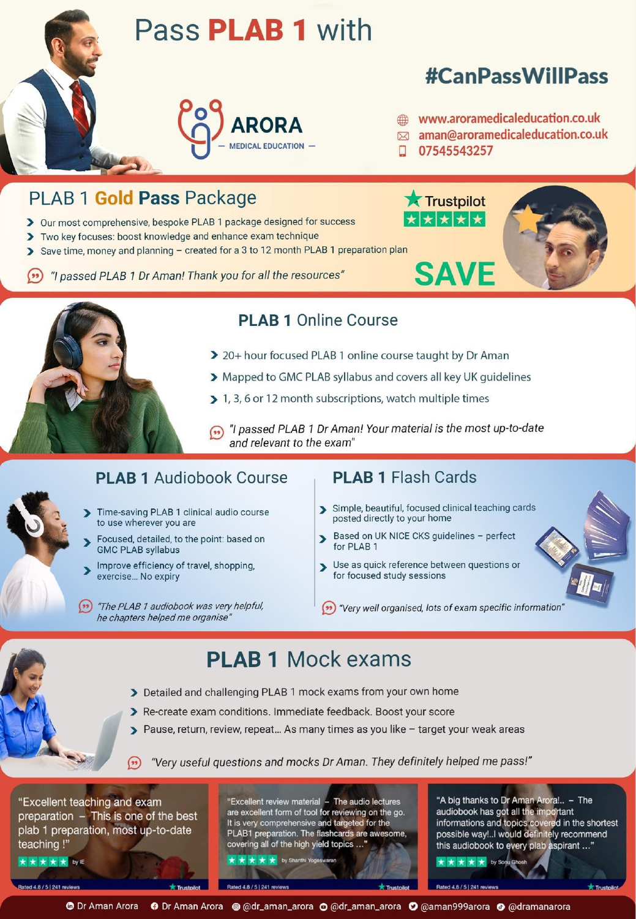# Pass **PLAB 1** with

## #CanPassWillPass

**ARORA** — MEDICAL EDUCATION —

www.aroramedicaleducation.co.uk
aman@aroramedicaleducation.co.uk
07545543257

## PLAB 1 **Gold Pass** Package

Trustpilot ★★★★★

- Our most comprehensive, bespoke PLAB 1 package designed for success
- Two key focuses: boost knowledge and enhance exam technique
- Save time, money and planning – created for a 3 to 12 month PLAB 1 preparation plan

*"I passed PLAB 1 Dr Aman! Thank you for all the resources"*

**SAVE**

## **PLAB 1** Online Course

- 20+ hour focused PLAB 1 online course taught by Dr Aman
- Mapped to GMC PLAB syllabus and covers all key UK guidelines
- 1, 3, 6 or 12 month subscriptions, watch multiple times

*"I passed PLAB 1 Dr Aman! Your material is the most up-to-date and relevant to the exam"*

## **PLAB 1** Audiobook Course

- Time-saving PLAB 1 clinical audio course to use wherever you are
- Focused, detailed, to the point: based on GMC PLAB syllabus
- Improve efficiency of travel, shopping, exercise... No expiry

*"The PLAB 1 audiobook was very helpful, he chapters helped me organise"*

## **PLAB 1** Flash Cards

- Simple, beautiful, focused clinical teaching cards posted directly to your home
- Based on UK NICE CKS guidelines – perfect for PLAB 1
- Use as quick reference between questions or for focused study sessions

*"Very well organised, lots of exam specific information"*

## **PLAB 1** Mock exams

- Detailed and challenging PLAB 1 mock exams from your own home
- Re-create exam conditions. Immediate feedback. Boost your score
- Pause, return, review, repeat... As many times as you like – target your weak areas

*"Very useful questions and mocks Dr Aman. They definitely helped me pass!"*

"Excellent teaching and exam preparation – This is one of the best plab 1 preparation, most up-to-date teaching !"
★★★★★ by IE
Rated 4.8 / 5 | 241 reviews — Trustpilot

"Excellent review material – The audio lectures are excellent form of tool for reviewing on the go. It is very comprehensive and targeted for the PLAB1 preparation. The flashcards are awesome, covering all of the high yield topics ..."
★★★★★ by Shanthi Yogeswaran
Rated 4.8 / 5 | 241 reviews — Trustpilot

"A big thanks to Dr Aman Arora!.. – The audiobook has got all the important informations and topics covered in the shortest possible way!..I would definitely recommend this audiobook to every plab aspirant ..."
★★★★★ by Sonu Ghosh
Rated 4.8 / 5 | 241 reviews — Trustpilot

Dr Aman Arora | Dr Aman Arora | @dr_aman_arora | @dr_aman_arora | @aman999arora | @dramanarora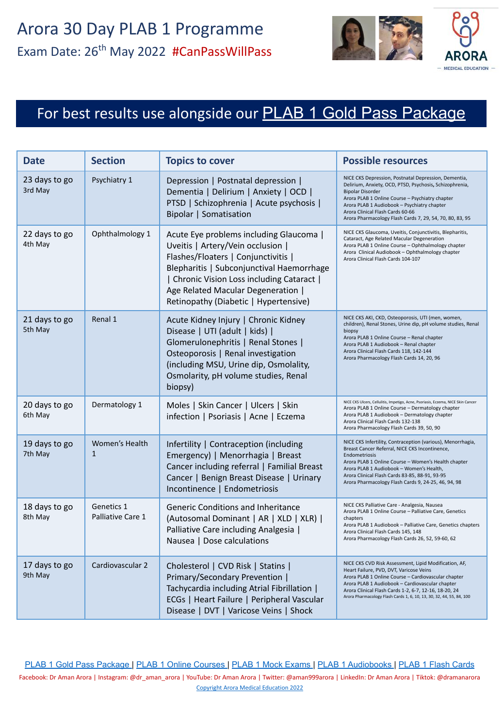# Arora 30 Day PLAB 1 Programme

## Exam Date: 26th May 2022 #CanPassWillPass

ARORA MEDICAL EDUCATION

**For best results use alongside our PLAB 1 Gold Pass Package**

| Date | Section | Topics to cover | Possible resources |
|---|---|---|---|
| 23 days to go<br>3rd May | Psychiatry 1 | Depression \| Postnatal depression \| Dementia \| Delirium \| Anxiety \| OCD \| PTSD \| Schizophrenia \| Acute psychosis \| Bipolar \| Somatisation | NICE CKS Depression, Postnatal Depression, Dementia, Delirium, Anxiety, OCD, PTSD, Psychosis, Schizophrenia, Bipolar Disorder<br>Arora PLAB 1 Online Course – Psychiatry chapter<br>Arora PLAB 1 Audiobook – Psychiatry chapter<br>Arora Clinical Flash Cards 60-66<br>Arora Pharmacology Flash Cards 7, 29, 54, 70, 80, 83, 95 |
| 22 days to go<br>4th May | Ophthalmology 1 | Acute Eye problems including Glaucoma \| Uveitis \| Artery/Vein occlusion \| Flashes/Floaters \| Conjunctivitis \| Blepharitis \| Subconjunctival Haemorrhage \| Chronic Vision Loss including Cataract \| Age Related Macular Degeneration \| Retinopathy (Diabetic \| Hypertensive) | NICE CKS Glaucoma, Uveitis, Conjunctivitis, Blepharitis, Cataract, Age Related Macular Degeneration<br>Arora PLAB 1 Online Course – Ophthalmology chapter<br>Arora Clinical Audiobook – Ophthalmology chapter<br>Arora Clinical Flash Cards 104-107 |
| 21 days to go<br>5th May | Renal 1 | Acute Kidney Injury \| Chronic Kidney Disease \| UTI (adult \| kids) \| Glomerulonephritis \| Renal Stones \| Osteoporosis \| Renal investigation (including MSU, Urine dip, Osmolality, Osmolarity, pH volume studies, Renal biopsy) | NICE CKS AKI, CKD, Osteoporosis, UTI (men, women, children), Renal Stones, Urine dip, pH volume studies, Renal biopsy<br>Arora PLAB 1 Online Course – Renal chapter<br>Arora PLAB 1 Audiobook – Renal chapter<br>Arora Clinical Flash Cards 118, 142-144<br>Arora Pharmacology Flash Cards 14, 20, 96 |
| 20 days to go<br>6th May | Dermatology 1 | Moles \| Skin Cancer \| Ulcers \| Skin infection \| Psoriasis \| Acne \| Eczema | NICE CKS Ulcers, Cellulitis, Impetigo, Acne, Psoriasis, Eczema, NICE Skin Cancer<br>Arora PLAB 1 Online Course – Dermatology chapter<br>Arora PLAB 1 Audiobook – Dermatology chapter<br>Arora Clinical Flash Cards 132-138<br>Arora Pharmacology Flash Cards 39, 50, 90 |
| 19 days to go<br>7th May | Women's Health 1 | Infertility \| Contraception (including Emergency) \| Menorrhagia \| Breast Cancer including referral \| Familial Breast Cancer \| Benign Breast Disease \| Urinary Incontinence \| Endometriosis | NICE CKS Infertility, Contraception (various), Menorrhagia, Breast Cancer Referral, NICE CKS Incontinence, Endometriosis<br>Arora PLAB 1 Online Course – Women's Health chapter<br>Arora PLAB 1 Audiobook – Women's Health,<br>Arora Clinical Flash Cards 83-85, 88-91, 93-95<br>Arora Pharmacology Flash Cards 9, 24-25, 46, 94, 98 |
| 18 days to go<br>8th May | Genetics 1<br>Palliative Care 1 | Generic Conditions and Inheritance (Autosomal Dominant \| AR \| XLD \| XLR) \| Palliative Care including Analgesia \| Nausea \| Dose calculations | NICE CKS Palliative Care - Analgesia, Nausea<br>Arora PLAB 1 Online Course – Palliative Care, Genetics chapters<br>Arora PLAB 1 Audiobook – Palliative Care, Genetics chapters<br>Arora Clinical Flash Cards 145, 148<br>Arora Pharmacology Flash Cards 26, 52, 59-60, 62 |
| 17 days to go<br>9th May | Cardiovascular 2 | Cholesterol \| CVD Risk \| Statins \| Primary/Secondary Prevention \| Tachycardia including Atrial Fibrillation \| ECGs \| Heart Failure \| Peripheral Vascular Disease \| DVT \| Varicose Veins \| Shock | NICE CKS CVD Risk Assessment, Lipid Modification, AF, Heart Failure, PVD, DVT, Varicose Veins<br>Arora PLAB 1 Online Course – Cardiovascular chapter<br>Arora PLAB 1 Audiobook – Cardiovascular chapter<br>Arora Clinical Flash Cards 1-2, 6-7, 12-16, 18-20, 24<br>Arora Pharmacology Flash Cards 1, 6, 10, 13, 30, 32, 44, 55, 84, 100 |

PLAB 1 Gold Pass Package | PLAB 1 Online Courses | PLAB 1 Mock Exams | PLAB 1 Audiobooks | PLAB 1 Flash Cards

Facebook: Dr Aman Arora | Instagram: @dr_aman_arora | YouTube: Dr Aman Arora | Twitter: @aman999arora | LinkedIn: Dr Aman Arora | Tiktok: @dramanarora

Copyright Arora Medical Education 2022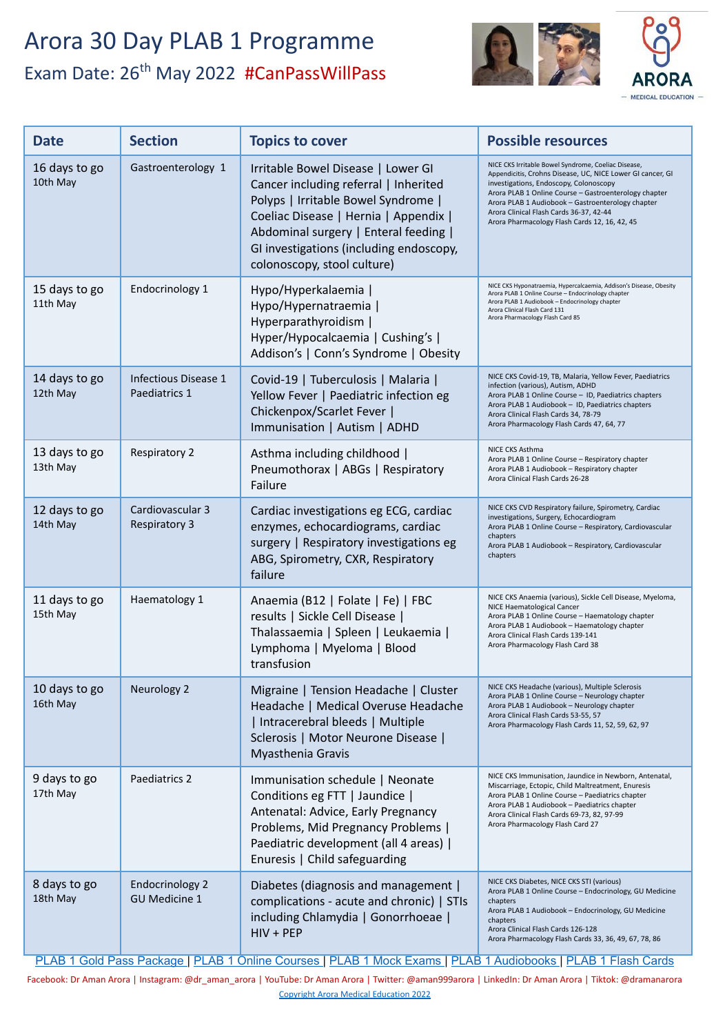# Arora 30 Day PLAB 1 Programme

## Exam Date: 26th May 2022 #CanPassWillPass

ARORA MEDICAL EDUCATION

| Date | Section | Topics to cover | Possible resources |
|---|---|---|---|
| 16 days to go 10th May | Gastroenterology 1 | Irritable Bowel Disease \| Lower GI Cancer including referral \| Inherited Polyps \| Irritable Bowel Syndrome \| Coeliac Disease \| Hernia \| Appendix \| Abdominal surgery \| Enteral feeding \| GI investigations (including endoscopy, colonoscopy, stool culture) | NICE CKS Irritable Bowel Syndrome, Coeliac Disease, Appendicitis, Crohns Disease, UC, NICE Lower GI cancer, GI investigations, Endoscopy, Colonoscopy<br>Arora PLAB 1 Online Course – Gastroenterology chapter<br>Arora PLAB 1 Audiobook – Gastroenterology chapter<br>Arora Clinical Flash Cards 36-37, 42-44<br>Arora Pharmacology Flash Cards 12, 16, 42, 45 |
| 15 days to go 11th May | Endocrinology 1 | Hypo/Hyperkalaemia \| Hypo/Hypernatraemia \| Hyperparathyroidism \| Hyper/Hypocalcaemia \| Cushing's \| Addison's \| Conn's Syndrome \| Obesity | NICE CKS Hyponatraemia, Hypercalcaemia, Addison's Disease, Obesity<br>Arora PLAB 1 Online Course – Endocrinology chapter<br>Arora PLAB 1 Audiobook – Endocrinology chapter<br>Arora Clinical Flash Card 131<br>Arora Pharmacology Flash Card 85 |
| 14 days to go 12th May | Infectious Disease 1<br>Paediatrics 1 | Covid-19 \| Tuberculosis \| Malaria \| Yellow Fever \| Paediatric infection eg Chickenpox/Scarlet Fever \| Immunisation \| Autism \| ADHD | NICE CKS Covid-19, TB, Malaria, Yellow Fever, Paediatrics infection (various), Autism, ADHD<br>Arora PLAB 1 Online Course – ID, Paediatrics chapters<br>Arora PLAB 1 Audiobook – ID, Paediatrics chapters<br>Arora Clinical Flash Cards 34, 78-79<br>Arora Pharmacology Flash Cards 47, 64, 77 |
| 13 days to go 13th May | Respiratory 2 | Asthma including childhood \| Pneumothorax \| ABGs \| Respiratory Failure | NICE CKS Asthma<br>Arora PLAB 1 Online Course – Respiratory chapter<br>Arora PLAB 1 Audiobook – Respiratory chapter<br>Arora Clinical Flash Cards 26-28 |
| 12 days to go 14th May | Cardiovascular 3<br>Respiratory 3 | Cardiac investigations eg ECG, cardiac enzymes, echocardiograms, cardiac surgery \| Respiratory investigations eg ABG, Spirometry, CXR, Respiratory failure | NICE CKS CVD Respiratory failure, Spirometry, Cardiac investigations, Surgery, Echocardiogram<br>Arora PLAB 1 Online Course – Respiratory, Cardiovascular chapters<br>Arora PLAB 1 Audiobook – Respiratory, Cardiovascular chapters |
| 11 days to go 15th May | Haematology 1 | Anaemia (B12 \| Folate \| Fe) \| FBC results \| Sickle Cell Disease \| Thalassaemia \| Spleen \| Leukaemia \| Lymphoma \| Myeloma \| Blood transfusion | NICE CKS Anaemia (various), Sickle Cell Disease, Myeloma, NICE Haematological Cancer<br>Arora PLAB 1 Online Course – Haematology chapter<br>Arora PLAB 1 Audiobook – Haematology chapter<br>Arora Clinical Flash Cards 139-141<br>Arora Pharmacology Flash Card 38 |
| 10 days to go 16th May | Neurology 2 | Migraine \| Tension Headache \| Cluster Headache \| Medical Overuse Headache \| Intracerebral bleeds \| Multiple Sclerosis \| Motor Neurone Disease \| Myasthenia Gravis | NICE CKS Headache (various), Multiple Sclerosis<br>Arora PLAB 1 Online Course – Neurology chapter<br>Arora PLAB 1 Audiobook – Neurology chapter<br>Arora Clinical Flash Cards 53-55, 57<br>Arora Pharmacology Flash Cards 11, 52, 59, 62, 97 |
| 9 days to go 17th May | Paediatrics 2 | Immunisation schedule \| Neonate Conditions eg FTT \| Jaundice \| Antenatal: Advice, Early Pregnancy Problems, Mid Pregnancy Problems \| Paediatric development (all 4 areas) \| Enuresis \| Child safeguarding | NICE CKS Immunisation, Jaundice in Newborn, Antenatal, Miscarriage, Ectopic, Child Maltreatment, Enuresis<br>Arora PLAB 1 Online Course – Paediatrics chapter<br>Arora PLAB 1 Audiobook – Paediatrics chapter<br>Arora Clinical Flash Cards 69-73, 82, 97-99<br>Arora Pharmacology Flash Card 27 |
| 8 days to go 18th May | Endocrinology 2<br>GU Medicine 1 | Diabetes (diagnosis and management \| complications - acute and chronic) \| STIs including Chlamydia \| Gonorrhoeae \| HIV + PEP | NICE CKS Diabetes, NICE CKS STI (various)<br>Arora PLAB 1 Online Course – Endocrinology, GU Medicine chapters<br>Arora PLAB 1 Audiobook – Endocrinology, GU Medicine chapters<br>Arora Clinical Flash Cards 126-128<br>Arora Pharmacology Flash Cards 33, 36, 49, 67, 78, 86 |

PLAB 1 Gold Pass Package | PLAB 1 Online Courses | PLAB 1 Mock Exams | PLAB 1 Audiobooks | PLAB 1 Flash Cards

Facebook: Dr Aman Arora | Instagram: @dr_aman_arora | YouTube: Dr Aman Arora | Twitter: @aman999arora | LinkedIn: Dr Aman Arora | Tiktok: @dramanarora

Copyright Arora Medical Education 2022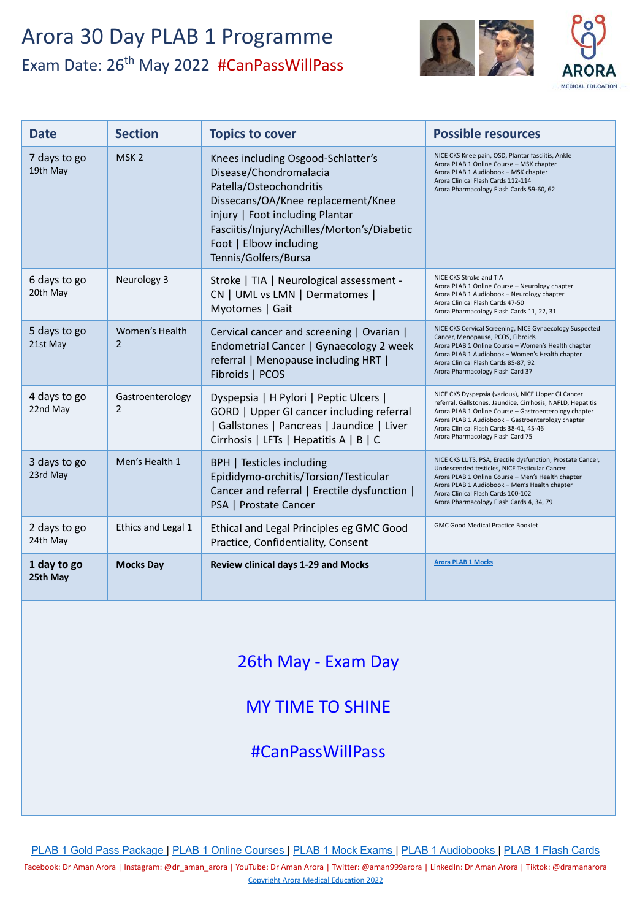# Arora 30 Day PLAB 1 Programme

## Exam Date: 26th May 2022 #CanPassWillPass

ARORA MEDICAL EDUCATION

| Date | Section | Topics to cover | Possible resources |
|---|---|---|---|
| 7 days to go 19th May | MSK 2 | Knees including Osgood-Schlatter's Disease/Chondromalacia Patella/Osteochondritis Dissecans/OA/Knee replacement/Knee injury \| Foot including Plantar Fasciitis/Injury/Achilles/Morton's/Diabetic Foot \| Elbow including Tennis/Golfers/Bursa | NICE CKS Knee pain, OSD, Plantar fasciitis, Ankle<br>Arora PLAB 1 Online Course – MSK chapter<br>Arora PLAB 1 Audiobook – MSK chapter<br>Arora Clinical Flash Cards 112-114<br>Arora Pharmacology Flash Cards 59-60, 62 |
| 6 days to go 20th May | Neurology 3 | Stroke \| TIA \| Neurological assessment - CN \| UML vs LMN \| Dermatomes \| Myotomes \| Gait | NICE CKS Stroke and TIA<br>Arora PLAB 1 Online Course – Neurology chapter<br>Arora PLAB 1 Audiobook – Neurology chapter<br>Arora Clinical Flash Cards 47-50<br>Arora Pharmacology Flash Cards 11, 22, 31 |
| 5 days to go 21st May | Women's Health 2 | Cervical cancer and screening \| Ovarian \| Endometrial Cancer \| Gynaecology 2 week referral \| Menopause including HRT \| Fibroids \| PCOS | NICE CKS Cervical Screening, NICE Gynaecology Suspected Cancer, Menopause, PCOS, Fibroids<br>Arora PLAB 1 Online Course – Women's Health chapter<br>Arora PLAB 1 Audiobook – Women's Health chapter<br>Arora Clinical Flash Cards 85-87, 92<br>Arora Pharmacology Flash Card 37 |
| 4 days to go 22nd May | Gastroenterology 2 | Dyspepsia \| H Pylori \| Peptic Ulcers \| GORD \| Upper GI cancer including referral \| Gallstones \| Pancreas \| Jaundice \| Liver Cirrhosis \| LFTs \| Hepatitis A \| B \| C | NICE CKS Dyspepsia (various), NICE Upper GI Cancer referral, Gallstones, Jaundice, Cirrhosis, NAFLD, Hepatitis<br>Arora PLAB 1 Online Course – Gastroenterology chapter<br>Arora PLAB 1 Audiobook – Gastroenterology chapter<br>Arora Clinical Flash Cards 38-41, 45-46<br>Arora Pharmacology Flash Card 75 |
| 3 days to go 23rd May | Men's Health 1 | BPH \| Testicles including Epididymo-orchitis/Torsion/Testicular Cancer and referral \| Erectile dysfunction \| PSA \| Prostate Cancer | NICE CKS LUTS, PSA, Erectile dysfunction, Prostate Cancer, Undescended testicles, NICE Testicular Cancer<br>Arora PLAB 1 Online Course – Men's Health chapter<br>Arora PLAB 1 Audiobook – Men's Health chapter<br>Arora Clinical Flash Cards 100-102<br>Arora Pharmacology Flash Cards 4, 34, 79 |
| 2 days to go 24th May | Ethics and Legal 1 | Ethical and Legal Principles eg GMC Good Practice, Confidentiality, Consent | GMC Good Medical Practice Booklet |
| **1 day to go 25th May** | **Mocks Day** | **Review clinical days 1-29 and Mocks** | Arora PLAB 1 Mocks |

26th May - Exam Day

MY TIME TO SHINE

#CanPassWillPass

PLAB 1 Gold Pass Package | PLAB 1 Online Courses | PLAB 1 Mock Exams | PLAB 1 Audiobooks | PLAB 1 Flash Cards

Facebook: Dr Aman Arora | Instagram: @dr_aman_arora | YouTube: Dr Aman Arora | Twitter: @aman999arora | LinkedIn: Dr Aman Arora | Tiktok: @dramanarora

Copyright Arora Medical Education 2022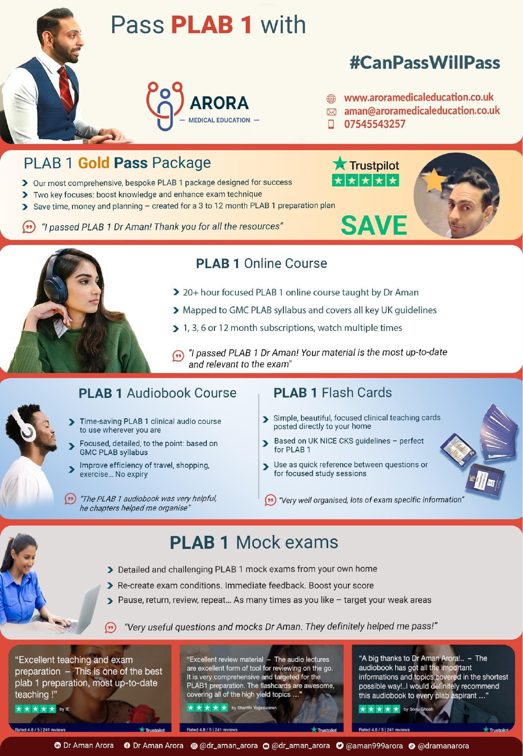# Pass PLAB 1 with

## #CanPassWillPass

ARORA — MEDICAL EDUCATION —

www.aroramedicaleducation.co.uk
aman@aroramedicaleducation.co.uk
07545543257

## PLAB 1 Gold Pass Package

- Our most comprehensive, bespoke PLAB 1 package designed for success
- Two key focuses: boost knowledge and enhance exam technique
- Save time, money and planning – created for a 3 to 12 month PLAB 1 preparation plan

*"I passed PLAB 1 Dr Aman! Thank you for all the resources"*

Trustpilot ★★★★★

**SAVE**

## PLAB 1 Online Course

- 20+ hour focused PLAB 1 online course taught by Dr Aman
- Mapped to GMC PLAB syllabus and covers all key UK guidelines
- 1, 3, 6 or 12 month subscriptions, watch multiple times

*"I passed PLAB 1 Dr Aman! Your material is the most up-to-date and relevant to the exam"*

## PLAB 1 Audiobook Course

- Time-saving PLAB 1 clinical audio course to use wherever you are
- Focused, detailed, to the point: based on GMC PLAB syllabus
- Improve efficiency of travel, shopping, exercise... No expiry

*"The PLAB 1 audiobook was very helpful, he chapters helped me organise"*

## PLAB 1 Flash Cards

- Simple, beautiful, focused clinical teaching cards posted directly to your home
- Based on UK NICE CKS guidelines – perfect for PLAB 1
- Use as quick reference between questions or for focused study sessions

*"Very well organised, lots of exam specific information"*

## PLAB 1 Mock exams

- Detailed and challenging PLAB 1 mock exams from your own home
- Re-create exam conditions. Immediate feedback. Boost your score
- Pause, return, review, repeat... As many times as you like – target your weak areas

*"Very useful questions and mocks Dr Aman. They definitely helped me pass!"*

"Excellent teaching and exam preparation – This is one of the best plab 1 preparation, most up-to-date teaching !"
★★★★★ by IE
Rated 4.8 / 5 | 241 reviews — Trustpilot

"Excellent review material – The audio lectures are excellent form of tool for reviewing on the go. It is very comprehensive and targeted for the PLAB1 preparation. The flashcards are awesome, covering all of the high yield topics ..."
★★★★★ by Shanthi Yogeswaran
Rated 4.8 / 5 | 241 reviews — Trustpilot

"A big thanks to Dr Aman Arora!.. – The audiobook has got all the important informations and topics covered in the shortest possible way!..I would definitely recommend this audiobook to every plab aspirant ..."
★★★★★ by Sonu Ghosh
Rated 4.8 / 5 | 241 reviews — Trustpilot

Dr Aman Arora | Dr Aman Arora | @dr_aman_arora | @dr_aman_arora | @aman999arora | @dramanarora